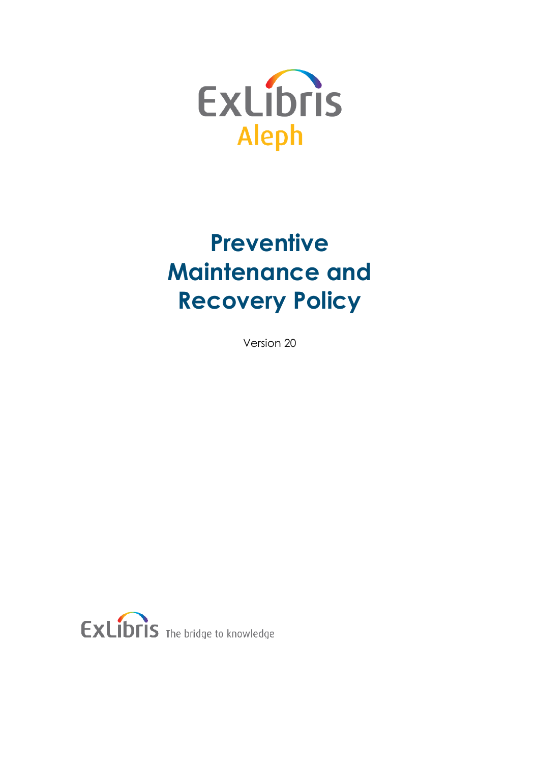ExLibris

Aleph

# Preventive Maintenance and Recovery Policy

Version 20

ExLibris The bridge to knowledge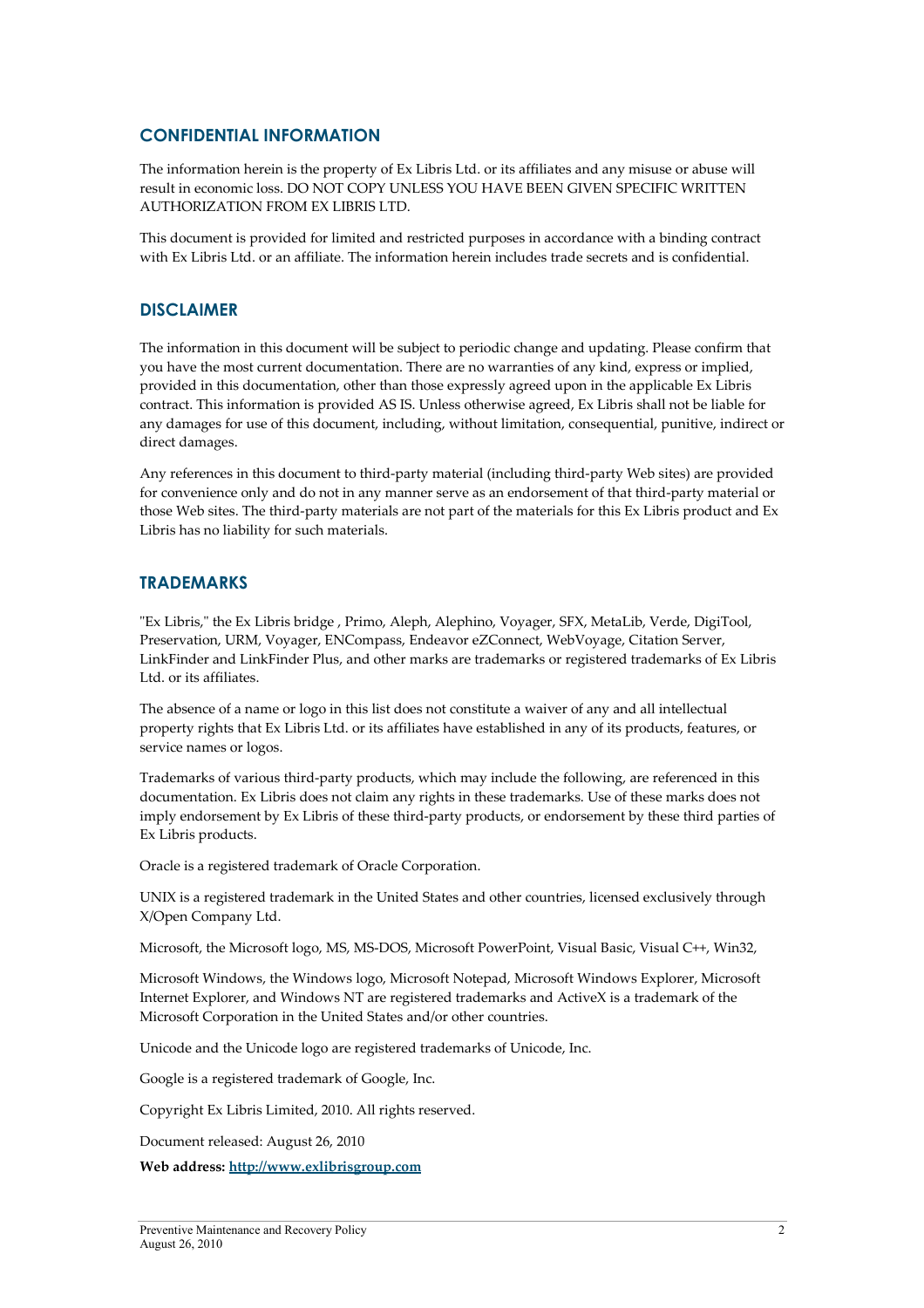## CONFIDENTIAL INFORMATION

The information herein is the property of Ex Libris Ltd. or its affiliates and any misuse or abuse will result in economic loss. DO NOT COPY UNLESS YOU HAVE BEEN GIVEN SPECIFIC WRITTEN AUTHORIZATION FROM EX LIBRIS LTD.

This document is provided for limited and restricted purposes in accordance with a binding contract with Ex Libris Ltd. or an affiliate. The information herein includes trade secrets and is confidential.

## DISCLAIMER

The information in this document will be subject to periodic change and updating. Please confirm that you have the most current documentation. There are no warranties of any kind, express or implied, provided in this documentation, other than those expressly agreed upon in the applicable Ex Libris contract. This information is provided AS IS. Unless otherwise agreed, Ex Libris shall not be liable for any damages for use of this document, including, without limitation, consequential, punitive, indirect or direct damages.

Any references in this document to third-party material (including third-party Web sites) are provided for convenience only and do not in any manner serve as an endorsement of that third-party material or those Web sites. The third-party materials are not part of the materials for this Ex Libris product and Ex Libris has no liability for such materials.

## TRADEMARKS

"Ex Libris," the Ex Libris bridge , Primo, Aleph, Alephino, Voyager, SFX, MetaLib, Verde, DigiTool, Preservation, URM, Voyager, ENCompass, Endeavor eZConnect, WebVoyage, Citation Server, LinkFinder and LinkFinder Plus, and other marks are trademarks or registered trademarks of Ex Libris Ltd. or its affiliates.

The absence of a name or logo in this list does not constitute a waiver of any and all intellectual property rights that Ex Libris Ltd. or its affiliates have established in any of its products, features, or service names or logos.

Trademarks of various third-party products, which may include the following, are referenced in this documentation. Ex Libris does not claim any rights in these trademarks. Use of these marks does not imply endorsement by Ex Libris of these third-party products, or endorsement by these third parties of Ex Libris products.

Oracle is a registered trademark of Oracle Corporation.

UNIX is a registered trademark in the United States and other countries, licensed exclusively through X/Open Company Ltd.

Microsoft, the Microsoft logo, MS, MS-DOS, Microsoft PowerPoint, Visual Basic, Visual C++, Win32,

Microsoft Windows, the Windows logo, Microsoft Notepad, Microsoft Windows Explorer, Microsoft Internet Explorer, and Windows NT are registered trademarks and ActiveX is a trademark of the Microsoft Corporation in the United States and/or other countries.

Unicode and the Unicode logo are registered trademarks of Unicode, Inc.

Google is a registered trademark of Google, Inc.

Copyright Ex Libris Limited, 2010. All rights reserved.

Document released: August 26, 2010

**Web address: [http://www.exlibrisgroup.com](http://www.exlibrisgroup.com)**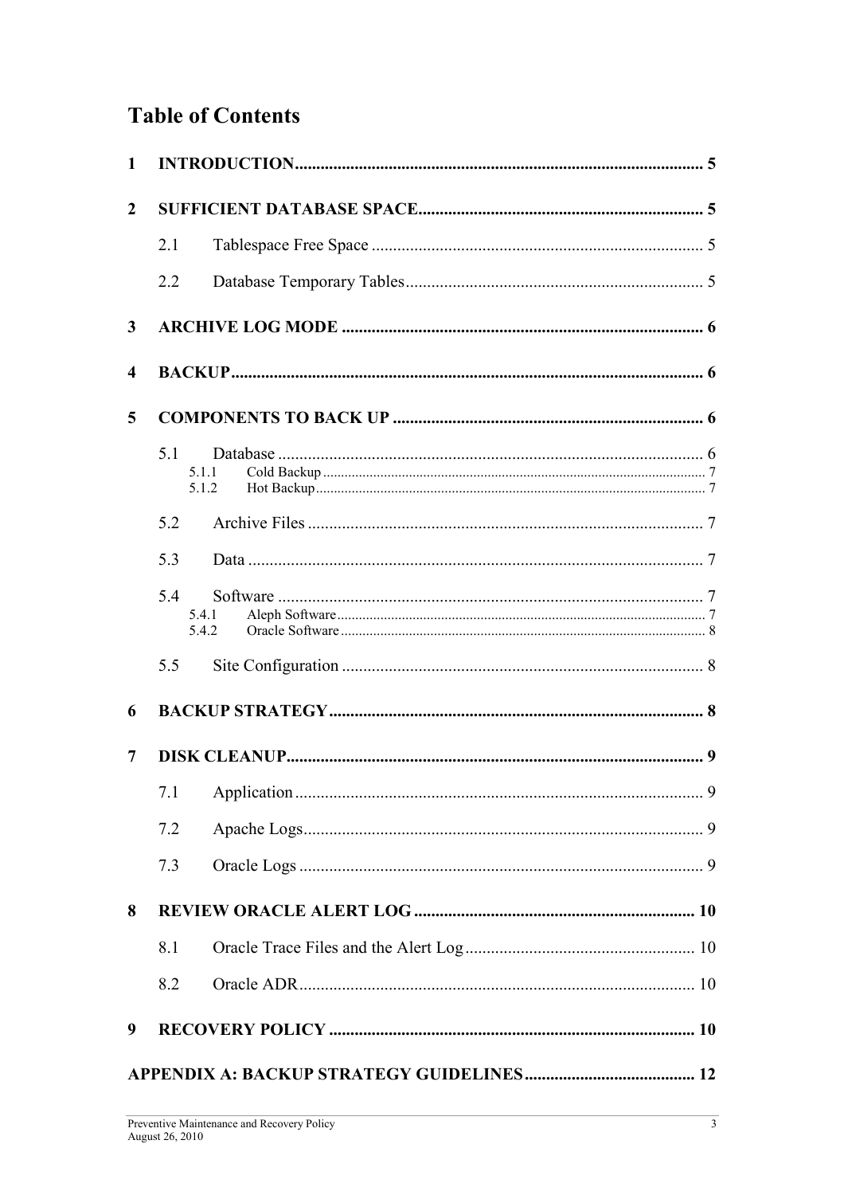# Table of Contents

1 INTRODUCTION ..... 5

2 SUFFICIENT DATABASE SPACE ..... 5

- 2.1 Tablespace Free Space ..... 5
- 2.2 Database Temporary Tables ..... 5

3 ARCHIVE LOG MODE ..... 6

4 BACKUP ..... 6

5 COMPONENTS TO BACK UP ..... 6

- 5.1 Database ..... 6
  - 5.1.1 Cold Backup ..... 7
  - 5.1.2 Hot Backup ..... 7
- 5.2 Archive Files ..... 7
- 5.3 Data ..... 7
- 5.4 Software ..... 7
  - 5.4.1 Aleph Software ..... 7
  - 5.4.2 Oracle Software ..... 8
- 5.5 Site Configuration ..... 8

6 BACKUP STRATEGY ..... 8

7 DISK CLEANUP ..... 9

- 7.1 Application ..... 9
- 7.2 Apache Logs ..... 9
- 7.3 Oracle Logs ..... 9

8 REVIEW ORACLE ALERT LOG ..... 10

- 8.1 Oracle Trace Files and the Alert Log ..... 10
- 8.2 Oracle ADR ..... 10

9 RECOVERY POLICY ..... 10

APPENDIX A: BACKUP STRATEGY GUIDELINES ..... 12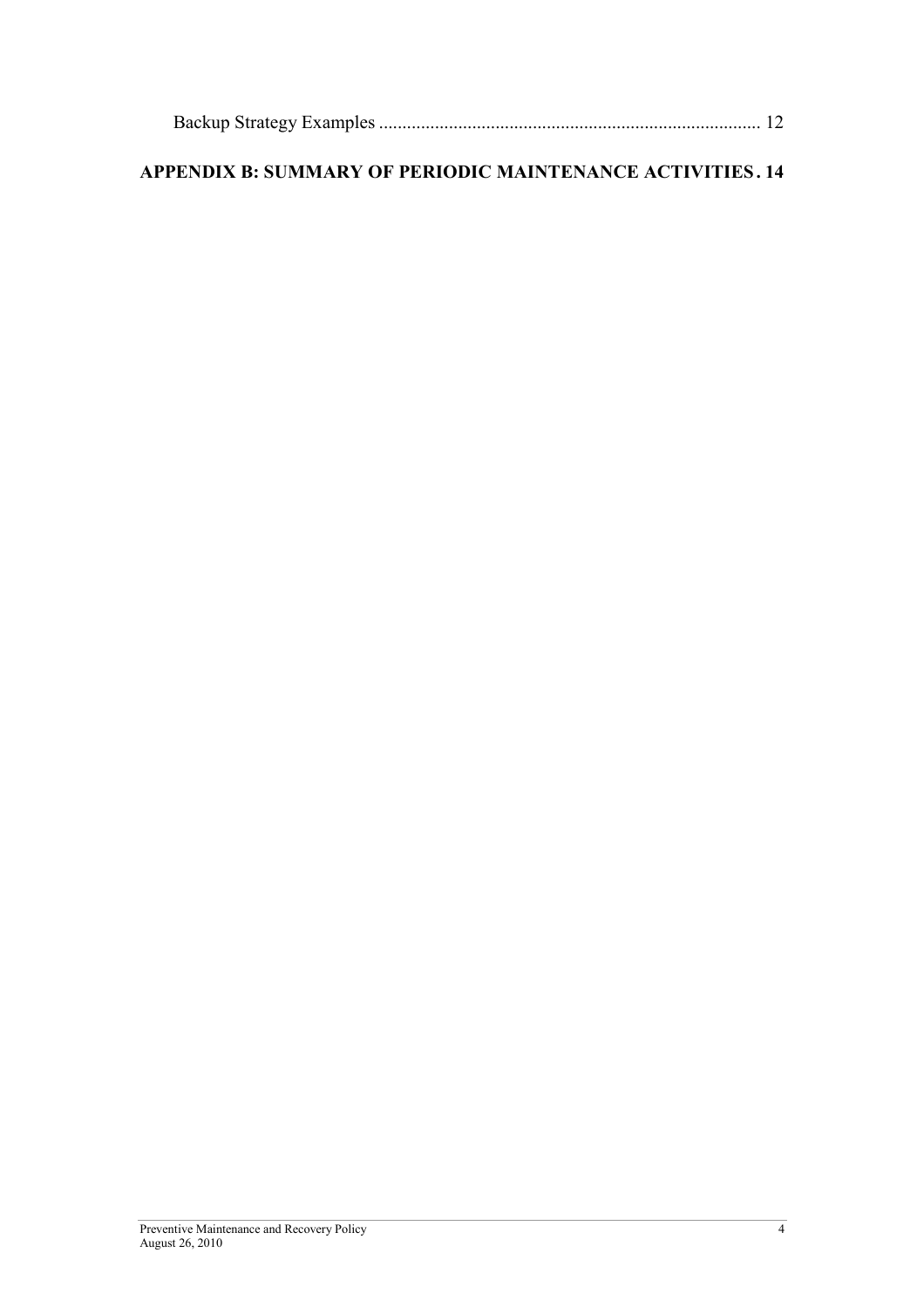Backup Strategy Examples ................................................................................. 12

**APPENDIX B: SUMMARY OF PERIODIC MAINTENANCE ACTIVITIES . 14**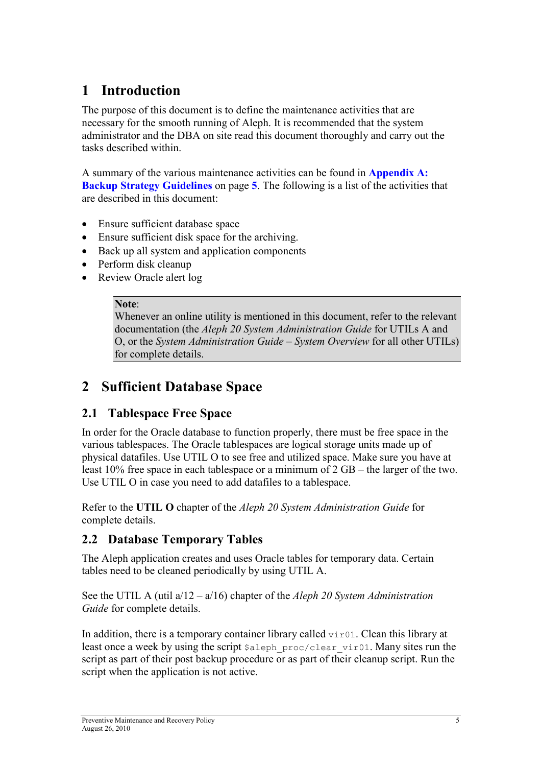# 1 Introduction

The purpose of this document is to define the maintenance activities that are necessary for the smooth running of Aleph. It is recommended that the system administrator and the DBA on site read this document thoroughly and carry out the tasks described within.

A summary of the various maintenance activities can be found in **Appendix A: Backup Strategy Guidelines** on page **5**. The following is a list of the activities that are described in this document:

- Ensure sufficient database space
- Ensure sufficient disk space for the archiving.
- Back up all system and application components
- Perform disk cleanup
- Review Oracle alert log

> **Note**:
> Whenever an online utility is mentioned in this document, refer to the relevant documentation (the *Aleph 20 System Administration Guide* for UTILs A and O, or the *System Administration Guide – System Overview* for all other UTILs) for complete details.

# 2 Sufficient Database Space

## 2.1 Tablespace Free Space

In order for the Oracle database to function properly, there must be free space in the various tablespaces. The Oracle tablespaces are logical storage units made up of physical datafiles. Use UTIL O to see free and utilized space. Make sure you have at least 10% free space in each tablespace or a minimum of 2 GB – the larger of the two. Use UTIL O in case you need to add datafiles to a tablespace.

Refer to the **UTIL O** chapter of the *Aleph 20 System Administration Guide* for complete details.

## 2.2 Database Temporary Tables

The Aleph application creates and uses Oracle tables for temporary data. Certain tables need to be cleaned periodically by using UTIL A.

See the UTIL A (util a/12 – a/16) chapter of the *Aleph 20 System Administration Guide* for complete details.

In addition, there is a temporary container library called `vir01`. Clean this library at least once a week by using the script `$aleph_proc/clear_vir01`. Many sites run the script as part of their post backup procedure or as part of their cleanup script. Run the script when the application is not active.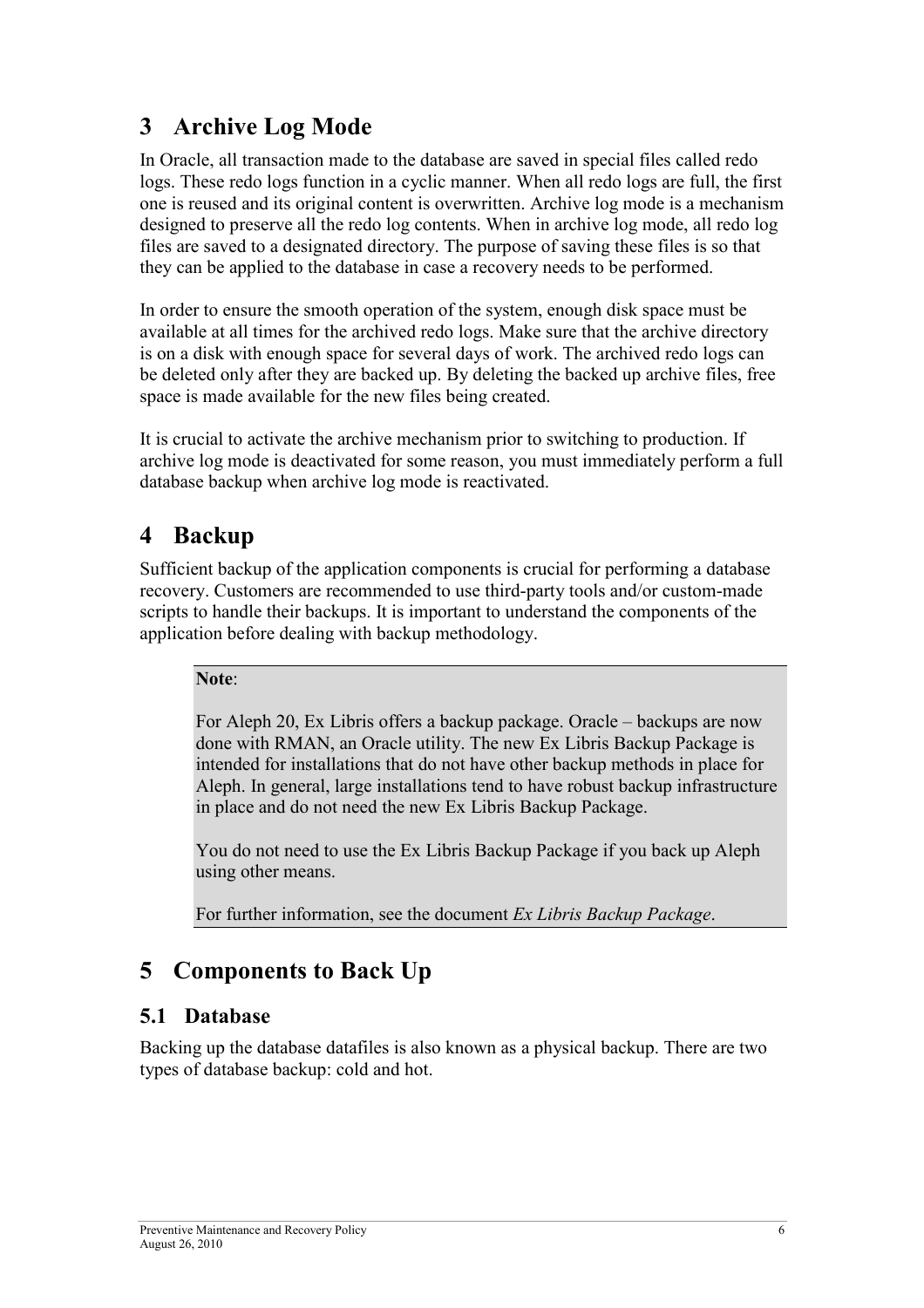# 3 Archive Log Mode

In Oracle, all transaction made to the database are saved in special files called redo logs. These redo logs function in a cyclic manner. When all redo logs are full, the first one is reused and its original content is overwritten. Archive log mode is a mechanism designed to preserve all the redo log contents. When in archive log mode, all redo log files are saved to a designated directory. The purpose of saving these files is so that they can be applied to the database in case a recovery needs to be performed.

In order to ensure the smooth operation of the system, enough disk space must be available at all times for the archived redo logs. Make sure that the archive directory is on a disk with enough space for several days of work. The archived redo logs can be deleted only after they are backed up. By deleting the backed up archive files, free space is made available for the new files being created.

It is crucial to activate the archive mechanism prior to switching to production. If archive log mode is deactivated for some reason, you must immediately perform a full database backup when archive log mode is reactivated.

# 4 Backup

Sufficient backup of the application components is crucial for performing a database recovery. Customers are recommended to use third-party tools and/or custom-made scripts to handle their backups. It is important to understand the components of the application before dealing with backup methodology.

> **Note**:
>
> For Aleph 20, Ex Libris offers a backup package. Oracle – backups are now done with RMAN, an Oracle utility. The new Ex Libris Backup Package is intended for installations that do not have other backup methods in place for Aleph. In general, large installations tend to have robust backup infrastructure in place and do not need the new Ex Libris Backup Package.
>
> You do not need to use the Ex Libris Backup Package if you back up Aleph using other means.
>
> For further information, see the document *Ex Libris Backup Package*.

# 5 Components to Back Up

## 5.1 Database

Backing up the database datafiles is also known as a physical backup. There are two types of database backup: cold and hot.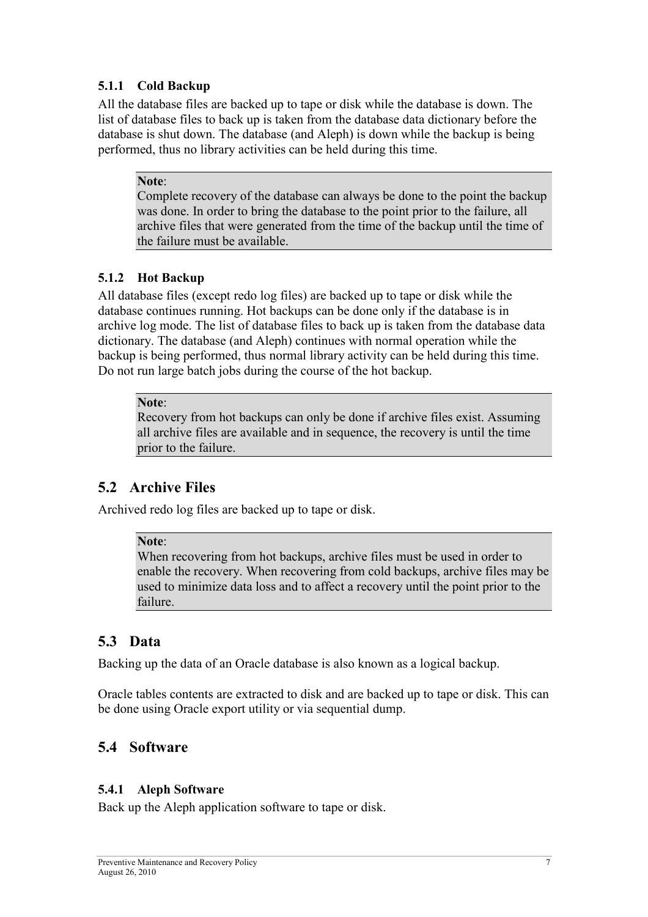### 5.1.1 Cold Backup

All the database files are backed up to tape or disk while the database is down. The list of database files to back up is taken from the database data dictionary before the database is shut down. The database (and Aleph) is down while the backup is being performed, thus no library activities can be held during this time.

> **Note**:
> Complete recovery of the database can always be done to the point the backup was done. In order to bring the database to the point prior to the failure, all archive files that were generated from the time of the backup until the time of the failure must be available.

### 5.1.2 Hot Backup

All database files (except redo log files) are backed up to tape or disk while the database continues running. Hot backups can be done only if the database is in archive log mode. The list of database files to back up is taken from the database data dictionary. The database (and Aleph) continues with normal operation while the backup is being performed, thus normal library activity can be held during this time. Do not run large batch jobs during the course of the hot backup.

> **Note**:
> Recovery from hot backups can only be done if archive files exist. Assuming all archive files are available and in sequence, the recovery is until the time prior to the failure.

## 5.2 Archive Files

Archived redo log files are backed up to tape or disk.

> **Note**:
> When recovering from hot backups, archive files must be used in order to enable the recovery. When recovering from cold backups, archive files may be used to minimize data loss and to affect a recovery until the point prior to the failure.

## 5.3 Data

Backing up the data of an Oracle database is also known as a logical backup.

Oracle tables contents are extracted to disk and are backed up to tape or disk. This can be done using Oracle export utility or via sequential dump.

## 5.4 Software

### 5.4.1 Aleph Software

Back up the Aleph application software to tape or disk.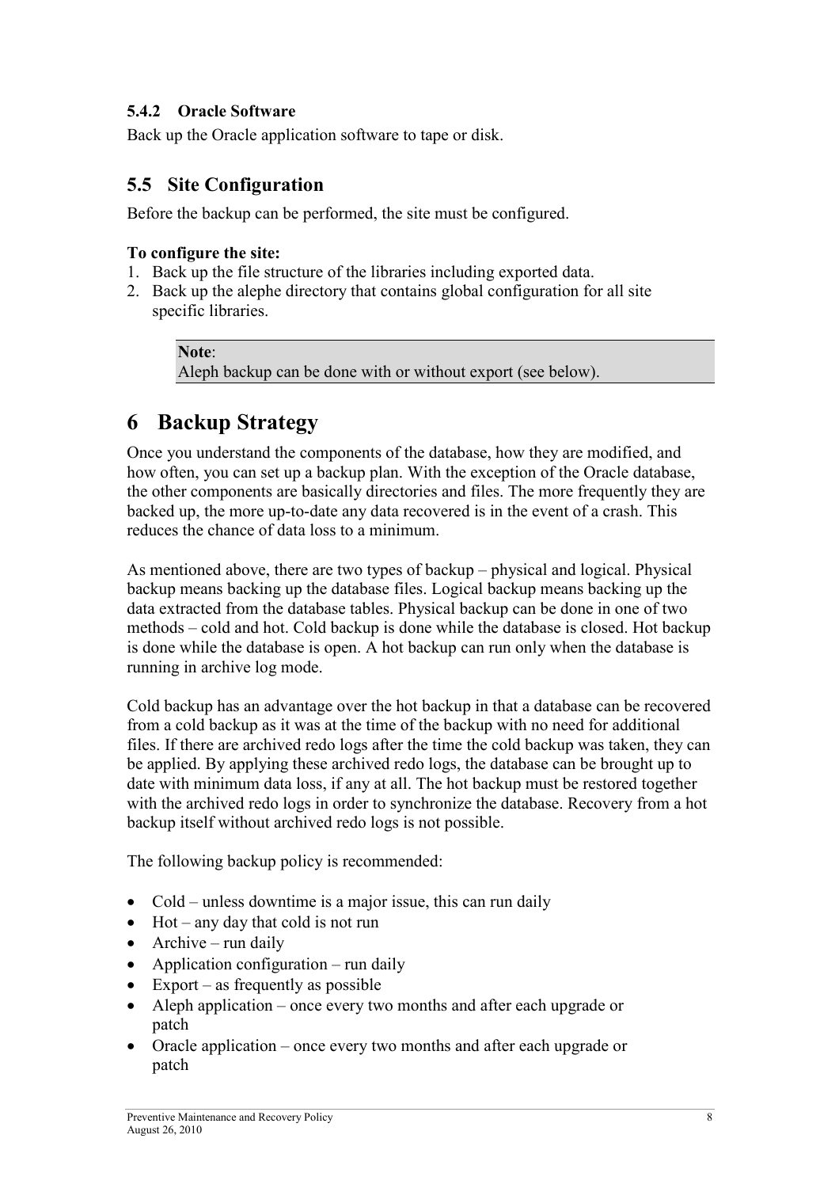### 5.4.2 Oracle Software

Back up the Oracle application software to tape or disk.

## 5.5 Site Configuration

Before the backup can be performed, the site must be configured.

**To configure the site:**

1. Back up the file structure of the libraries including exported data.
2. Back up the alephe directory that contains global configuration for all site specific libraries.

> **Note**:
> Aleph backup can be done with or without export (see below).

# 6 Backup Strategy

Once you understand the components of the database, how they are modified, and how often, you can set up a backup plan. With the exception of the Oracle database, the other components are basically directories and files. The more frequently they are backed up, the more up-to-date any data recovered is in the event of a crash. This reduces the chance of data loss to a minimum.

As mentioned above, there are two types of backup – physical and logical. Physical backup means backing up the database files. Logical backup means backing up the data extracted from the database tables. Physical backup can be done in one of two methods – cold and hot. Cold backup is done while the database is closed. Hot backup is done while the database is open. A hot backup can run only when the database is running in archive log mode.

Cold backup has an advantage over the hot backup in that a database can be recovered from a cold backup as it was at the time of the backup with no need for additional files. If there are archived redo logs after the time the cold backup was taken, they can be applied. By applying these archived redo logs, the database can be brought up to date with minimum data loss, if any at all. The hot backup must be restored together with the archived redo logs in order to synchronize the database. Recovery from a hot backup itself without archived redo logs is not possible.

The following backup policy is recommended:

- Cold – unless downtime is a major issue, this can run daily
- Hot – any day that cold is not run
- Archive – run daily
- Application configuration – run daily
- Export – as frequently as possible
- Aleph application – once every two months and after each upgrade or patch
- Oracle application – once every two months and after each upgrade or patch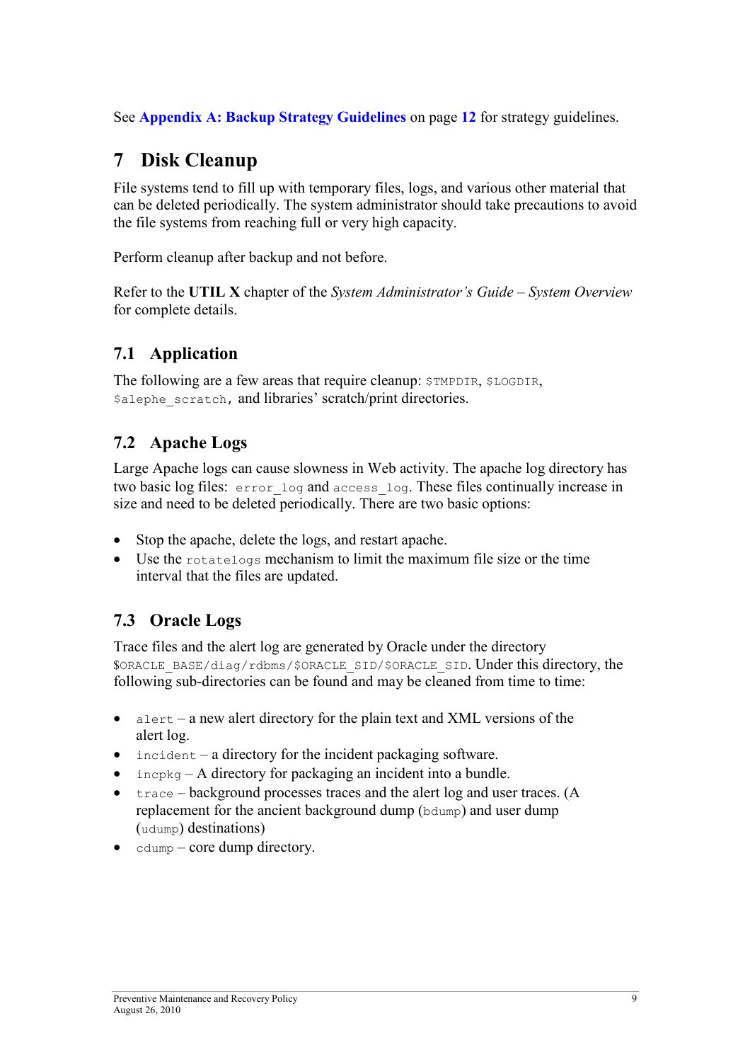See **Appendix A: Backup Strategy Guidelines** on page **12** for strategy guidelines.

# 7 Disk Cleanup

File systems tend to fill up with temporary files, logs, and various other material that can be deleted periodically. The system administrator should take precautions to avoid the file systems from reaching full or very high capacity.

Perform cleanup after backup and not before.

Refer to the **UTIL X** chapter of the *System Administrator's Guide – System Overview* for complete details.

## 7.1 Application

The following are a few areas that require cleanup: `$TMPDIR`, `$LOGDIR`, `$alephe_scratch`, and libraries' scratch/print directories.

## 7.2 Apache Logs

Large Apache logs can cause slowness in Web activity. The apache log directory has two basic log files: `error_log` and `access_log`. These files continually increase in size and need to be deleted periodically. There are two basic options:

- Stop the apache, delete the logs, and restart apache.
- Use the `rotatelogs` mechanism to limit the maximum file size or the time interval that the files are updated.

## 7.3 Oracle Logs

Trace files and the alert log are generated by Oracle under the directory `$ORACLE_BASE/diag/rdbms/$ORACLE_SID/$ORACLE_SID`. Under this directory, the following sub-directories can be found and may be cleaned from time to time:

- `alert` – a new alert directory for the plain text and XML versions of the alert log.
- `incident` – a directory for the incident packaging software.
- `incpkg` – A directory for packaging an incident into a bundle.
- `trace` – background processes traces and the alert log and user traces. (A replacement for the ancient background dump (`bdump`) and user dump (`udump`) destinations)
- `cdump` – core dump directory.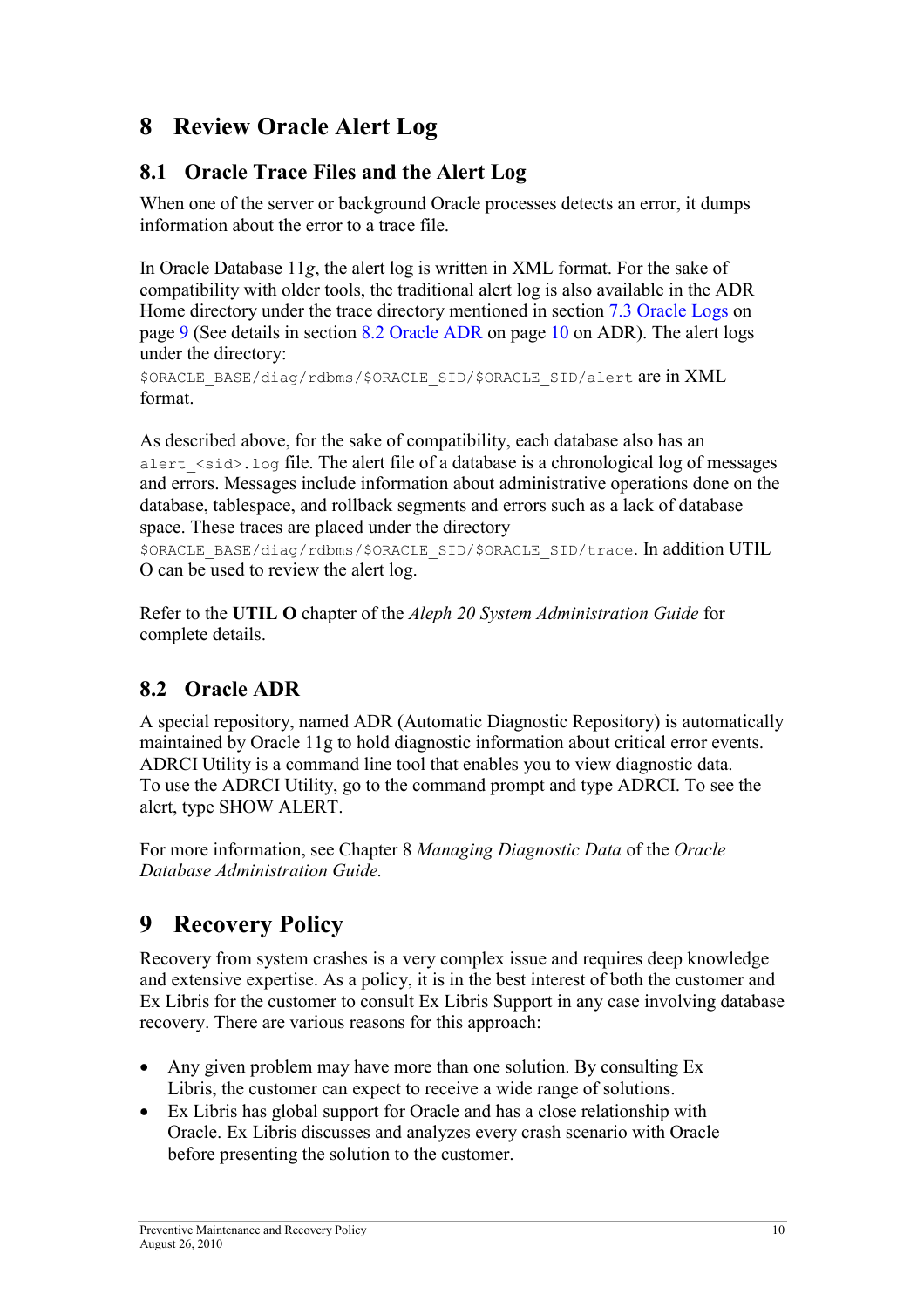# 8 Review Oracle Alert Log

## 8.1 Oracle Trace Files and the Alert Log

When one of the server or background Oracle processes detects an error, it dumps information about the error to a trace file.

In Oracle Database 11*g*, the alert log is written in XML format. For the sake of compatibility with older tools, the traditional alert log is also available in the ADR Home directory under the trace directory mentioned in section 7.3 Oracle Logs on page 9 (See details in section 8.2 Oracle ADR on page 10 on ADR). The alert logs under the directory:
`$ORACLE_BASE/diag/rdbms/$ORACLE_SID/$ORACLE_SID/alert` are in XML format.

As described above, for the sake of compatibility, each database also has an `alert_<sid>.log` file. The alert file of a database is a chronological log of messages and errors. Messages include information about administrative operations done on the database, tablespace, and rollback segments and errors such as a lack of database space. These traces are placed under the directory
`$ORACLE_BASE/diag/rdbms/$ORACLE_SID/$ORACLE_SID/trace`. In addition UTIL O can be used to review the alert log.

Refer to the **UTIL O** chapter of the *Aleph 20 System Administration Guide* for complete details.

## 8.2 Oracle ADR

A special repository, named ADR (Automatic Diagnostic Repository) is automatically maintained by Oracle 11g to hold diagnostic information about critical error events. ADRCI Utility is a command line tool that enables you to view diagnostic data. To use the ADRCI Utility, go to the command prompt and type ADRCI. To see the alert, type SHOW ALERT.

For more information, see Chapter 8 *Managing Diagnostic Data* of the *Oracle Database Administration Guide.*

# 9 Recovery Policy

Recovery from system crashes is a very complex issue and requires deep knowledge and extensive expertise. As a policy, it is in the best interest of both the customer and Ex Libris for the customer to consult Ex Libris Support in any case involving database recovery. There are various reasons for this approach:

- Any given problem may have more than one solution. By consulting Ex Libris, the customer can expect to receive a wide range of solutions.
- Ex Libris has global support for Oracle and has a close relationship with Oracle. Ex Libris discusses and analyzes every crash scenario with Oracle before presenting the solution to the customer.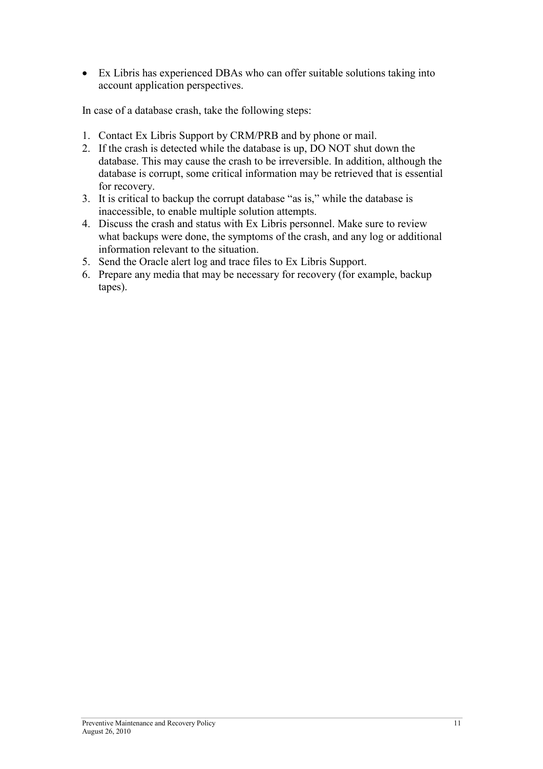- Ex Libris has experienced DBAs who can offer suitable solutions taking into account application perspectives.

In case of a database crash, take the following steps:

1. Contact Ex Libris Support by CRM/PRB and by phone or mail.
2. If the crash is detected while the database is up, DO NOT shut down the database. This may cause the crash to be irreversible. In addition, although the database is corrupt, some critical information may be retrieved that is essential for recovery.
3. It is critical to backup the corrupt database "as is," while the database is inaccessible, to enable multiple solution attempts.
4. Discuss the crash and status with Ex Libris personnel. Make sure to review what backups were done, the symptoms of the crash, and any log or additional information relevant to the situation.
5. Send the Oracle alert log and trace files to Ex Libris Support.
6. Prepare any media that may be necessary for recovery (for example, backup tapes).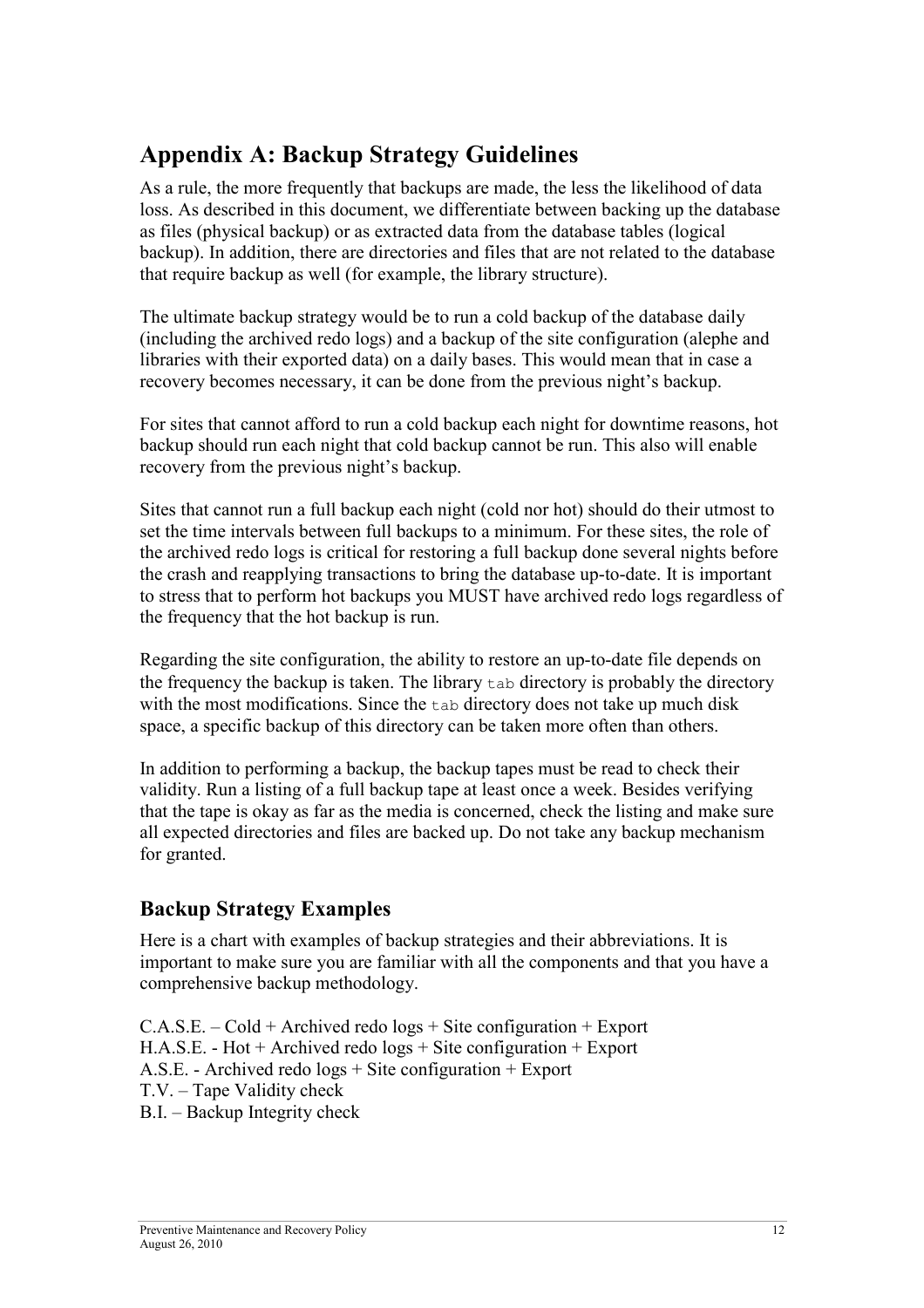# Appendix A: Backup Strategy Guidelines

As a rule, the more frequently that backups are made, the less the likelihood of data loss. As described in this document, we differentiate between backing up the database as files (physical backup) or as extracted data from the database tables (logical backup). In addition, there are directories and files that are not related to the database that require backup as well (for example, the library structure).

The ultimate backup strategy would be to run a cold backup of the database daily (including the archived redo logs) and a backup of the site configuration (alephe and libraries with their exported data) on a daily bases. This would mean that in case a recovery becomes necessary, it can be done from the previous night's backup.

For sites that cannot afford to run a cold backup each night for downtime reasons, hot backup should run each night that cold backup cannot be run. This also will enable recovery from the previous night's backup.

Sites that cannot run a full backup each night (cold nor hot) should do their utmost to set the time intervals between full backups to a minimum. For these sites, the role of the archived redo logs is critical for restoring a full backup done several nights before the crash and reapplying transactions to bring the database up-to-date. It is important to stress that to perform hot backups you MUST have archived redo logs regardless of the frequency that the hot backup is run.

Regarding the site configuration, the ability to restore an up-to-date file depends on the frequency the backup is taken. The library `tab` directory is probably the directory with the most modifications. Since the `tab` directory does not take up much disk space, a specific backup of this directory can be taken more often than others.

In addition to performing a backup, the backup tapes must be read to check their validity. Run a listing of a full backup tape at least once a week. Besides verifying that the tape is okay as far as the media is concerned, check the listing and make sure all expected directories and files are backed up. Do not take any backup mechanism for granted.

## Backup Strategy Examples

Here is a chart with examples of backup strategies and their abbreviations. It is important to make sure you are familiar with all the components and that you have a comprehensive backup methodology.

C.A.S.E. – Cold + Archived redo logs + Site configuration + Export
H.A.S.E. - Hot + Archived redo logs + Site configuration + Export
A.S.E. - Archived redo logs + Site configuration + Export
T.V. – Tape Validity check
B.I. – Backup Integrity check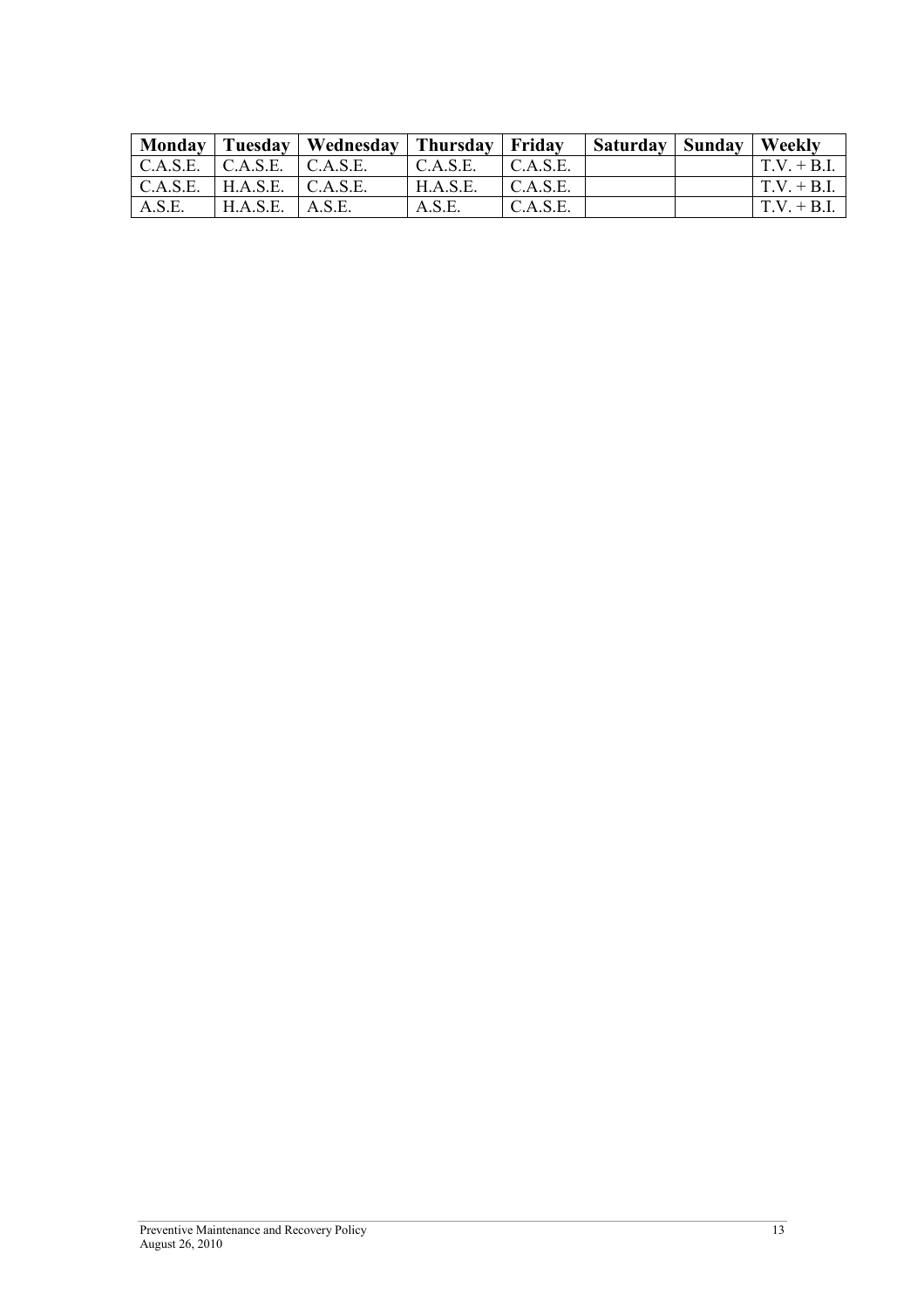| Monday | Tuesday | Wednesday | Thursday | Friday | Saturday | Sunday | Weekly |
|---|---|---|---|---|---|---|---|
| C.A.S.E. | C.A.S.E. | C.A.S.E. | C.A.S.E. | C.A.S.E. | | | T.V. + B.I. |
| C.A.S.E. | H.A.S.E. | C.A.S.E. | H.A.S.E. | C.A.S.E. | | | T.V. + B.I. |
| A.S.E. | H.A.S.E. | A.S.E. | A.S.E. | C.A.S.E. | | | T.V. + B.I. |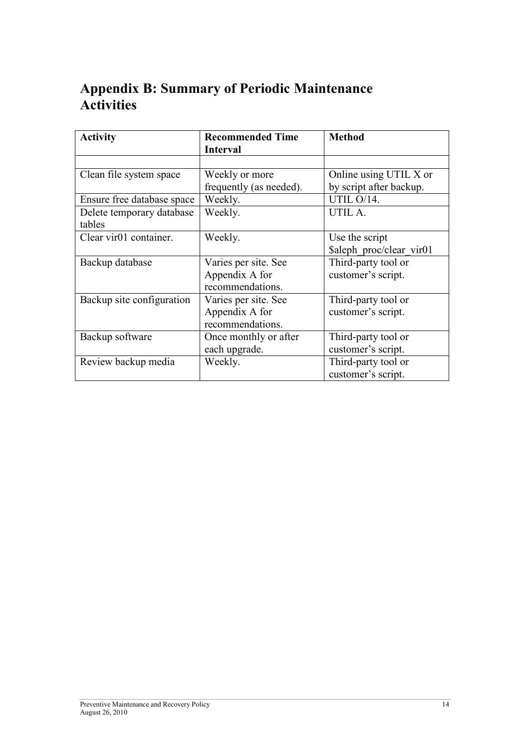# Appendix B: Summary of Periodic Maintenance Activities

| Activity | Recommended Time Interval | Method |
|---|---|---|
| | | |
| Clean file system space | Weekly or more frequently (as needed). | Online using UTIL X or by script after backup. |
| Ensure free database space | Weekly. | UTIL O/14. |
| Delete temporary database tables | Weekly. | UTIL A. |
| Clear vir01 container. | Weekly. | Use the script $aleph_proc/clear_vir01 |
| Backup database | Varies per site. See Appendix A for recommendations. | Third-party tool or customer's script. |
| Backup site configuration | Varies per site. See Appendix A for recommendations. | Third-party tool or customer's script. |
| Backup software | Once monthly or after each upgrade. | Third-party tool or customer's script. |
| Review backup media | Weekly. | Third-party tool or customer's script. |